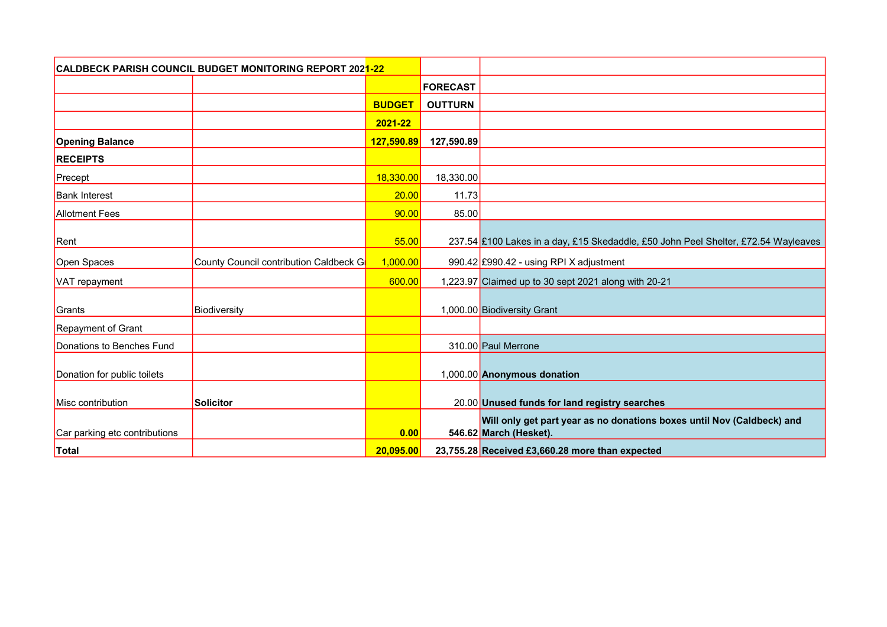| CALDBECK PARISH COUNCIL BUDGET MONITORING REPORT 2021-22 | | | | |
|---|---|---|---|---|
| | | | FORECAST | |
| | | BUDGET | OUTTURN | |
| | | 2021-22 | | |
| **Opening Balance** | | **127,590.89** | **127,590.89** | |
| **RECEIPTS** | | | | |
| Precept | | 18,330.00 | 18,330.00 | |
| Bank Interest | | 20.00 | 11.73 | |
| Allotment Fees | | 90.00 | 85.00 | |
| Rent | | 55.00 | 237.54 | £100 Lakes in a day, £15 Skedaddle, £50 John Peel Shelter, £72.54 Wayleaves |
| Open Spaces | County Council contribution Caldbeck Gr | 1,000.00 | 990.42 | £990.42 - using RPI X adjustment |
| VAT repayment | | 600.00 | 1,223.97 | Claimed up to 30 sept 2021 along with 20-21 |
| Grants | Biodiversity | | 1,000.00 | Biodiversity Grant |
| Repayment of Grant | | | | |
| Donations to Benches Fund | | | 310.00 | Paul Merrone |
| Donation for public toilets | | | 1,000.00 | **Anonymous donation** |
| Misc contribution | **Solicitor** | | 20.00 | **Unused funds for land registry searches** |
| Car parking etc contributions | | **0.00** | **546.62** | **Will only get part year as no donations boxes until Nov (Caldbeck) and March (Hesket).** |
| **Total** | | **20,095.00** | **23,755.28** | **Received £3,660.28 more than expected** |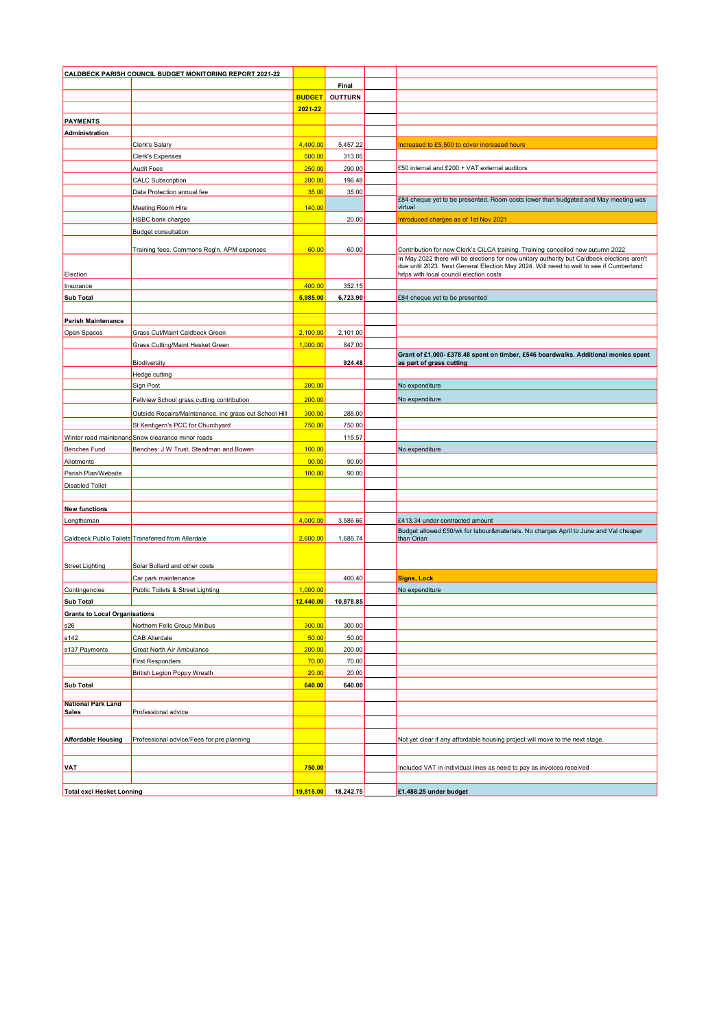| CALDBECK PARISH COUNCIL BUDGET MONITORING REPORT 2021-22 | | | | | |
|---|---|---|---|---|---|
| | | | Final | | |
| | | BUDGET | OUTTURN | | |
| | | 2021-22 | | | |
| **PAYMENTS** | | | | | |
| **Administration** | | | | | |
| | Clerk's Salary | 4,400.00 | 5,457.22 | | Increased to £5,500 to cover increased hours |
| | Clerk's Expenses | 500.00 | 313.05 | | |
| | Audit Fees | 250.00 | 290.00 | | £50 internal and £200 + VAT external auditors |
| | CALC Subscription | 200.00 | 196.48 | | |
| | Data Protection annual fee | 35.00 | 35.00 | | |
| | Meeting Room Hire | 140.00 | | | £84 cheque yet to be presented. Room costs lower than budgeted and May meeting was virtual |
| | HSBC bank charges | | 20.00 | | Introduced charges as of 1st Nov 2021 |
| | Budget consultation | | | | |
| | Training fees. Commons Reg'n. APM expenses | 60.00 | 60.00 | | Contribution for new Clerk's CiLCA training. Training cancelled now autumn 2022 |
| Election | | | | | In May 2022 there will be elections for new unitary authority but Caldbeck elections aren't due until 2023. Next General Election May 2024. Will need to wait to see if Cumberland hrlps with local council election costs |
| Insurance | | 400.00 | 352.15 | | |
| **Sub Total** | | **5,985.00** | **6,723.90** | | £84 cheque yet to be presented |
| | | | | | |
| **Parish Maintenance** | | | | | |
| Open Spaces | Grass Cut/Maint Caldbeck Green | 2,100.00 | 2,101.00 | | |
| | Grass Cutting/Maint Hesket Green | 1,000.00 | 847.00 | | |
| | Biodiversity | | **924.48** | | **Grant of £1,000- £378.48 spent on timber, £546 boardwalks. Additional monies spent as part of grass cutting** |
| | Hedge cutting | | | | |
| | Sign Post | 200.00 | | | No expenditure |
| | Fellview School grass cutting contribution | 200.00 | | | No expenditure |
| | Outside Repairs/Maintenance, inc grass cut School Hill | 300.00 | 288.00 | | |
| | St Kentigern's PCC for Churchyard | 750.00 | 750.00 | | |
| Winter road maintenanc | Snow clearance minor roads | | 115.57 | | |
| Benches Fund | Benches: J W Trust, Steadman and Bowen | 100.00 | | | No expenditure |
| Allotments | | 90.00 | 90.00 | | |
| Parish Plan/Website | | 100.00 | 90.00 | | |
| Disabled Toilet | | | | | |
| | | | | | |
| **New functions** | | | | | |
| Lengthsman | | 4,000.00 | 3,586.66 | | £413.34 under contracted amount |
| Caldbeck Public Toilets | Transferred from Allerdale | 2,600.00 | 1,685.74 | | Budget allowed £50/wk for labour&materials. No charges April to June and Val cheaper than Orian |
| Street Lighting | Solar Bollard and other costs | | | | |
| | Car park maintenance | | 400.40 | | **Signs, Lock** |
| Contingencies | Public Toilets & Street Lighting | 1,000.00 | | | No expenditure |
| **Sub Total** | | **12,440.00** | **10,878.85** | | |
| **Grants to Local Organisations** | | | | | |
| s26 | Northern Fells Group Minibus | 300.00 | 300.00 | | |
| s142 | CAB Allerdale | 50.00 | 50.00 | | |
| s137 Payments | Great North Air Ambulance | 200.00 | 200.00 | | |
| | First Responders | 70.00 | 70.00 | | |
| | British Legion Poppy Wreath | 20.00 | 20.00 | | |
| **Sub Total** | | **640.00** | **640.00** | | |
| | | | | | |
| **National Park Land Sales** | Professional advice | | | | |
| | | | | | |
| **Affordable Housing** | Professional advice/Fees for pre planning | | | | Not yet clear if any affordable housing project will move to the next stage. |
| | | | | | |
| **VAT** | | **750.00** | | | Included VAT in individual lines as need to pay as invoices received |
| | | | | | |
| **Total excl Hesket Lonning** | | **19,815.00** | **18,242.75** | | **£1,488.25 under budget** |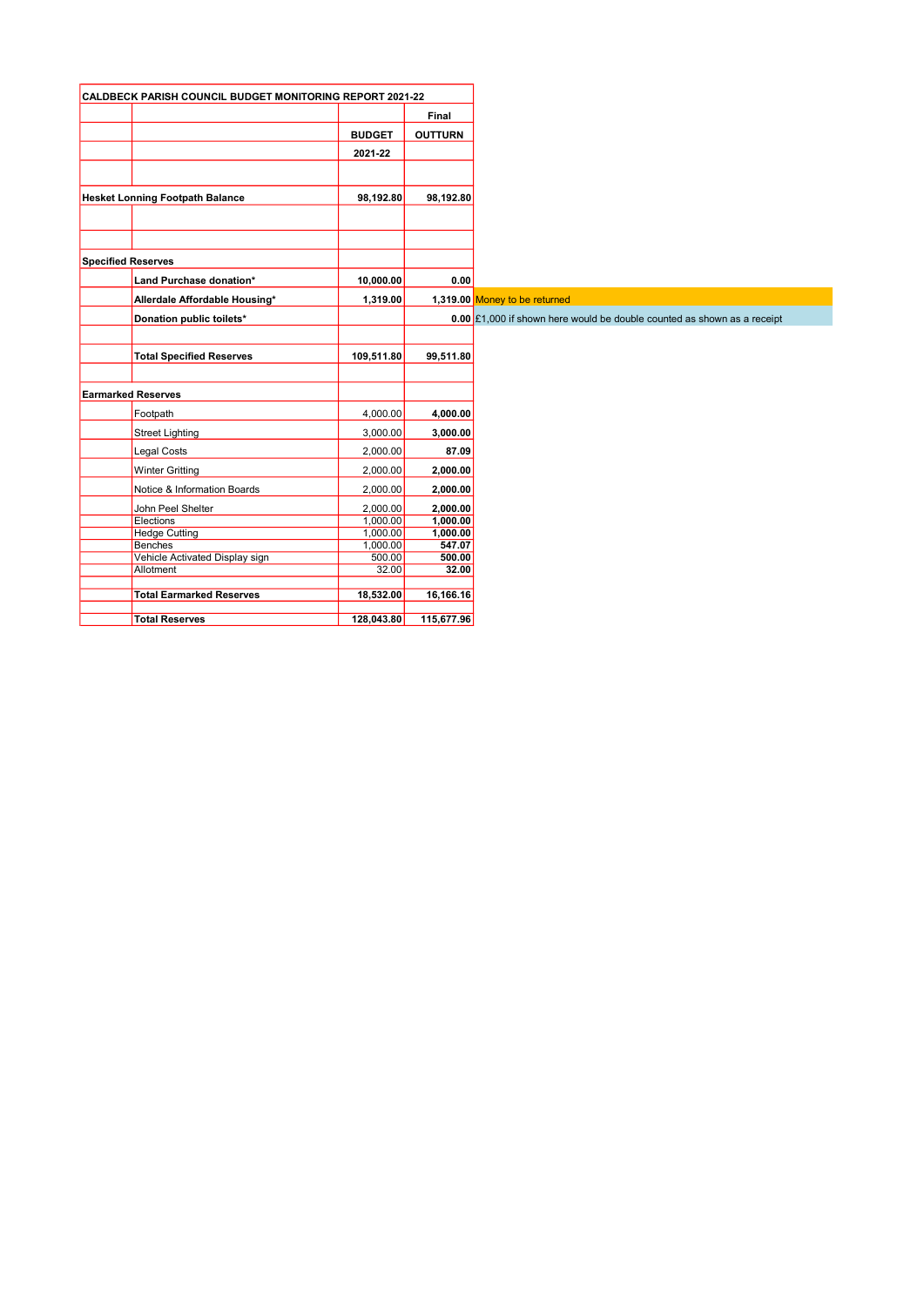| | | | | |
|---|---|---|---|---|
| **CALDBECK PARISH COUNCIL BUDGET MONITORING REPORT 2021-22** | | | | |
| | | | **Final** | |
| | | **BUDGET** | **OUTTURN** | |
| | | **2021-22** | | |
| | | | | |
| **Hesket Lonning Footpath Balance** | | **98,192.80** | **98,192.80** | |
| | | | | |
| | | | | |
| **Specified Reserves** | | | | |
| | **Land Purchase donation*** | **10,000.00** | **0.00** | |
| | **Allerdale Affordable Housing*** | **1,319.00** | **1,319.00** | Money to be returned |
| | **Donation public toilets*** | | **0.00** | £1,000 if shown here would be double counted as shown as a receipt |
| | | | | |
| | **Total Specified Reserves** | **109,511.80** | **99,511.80** | |
| | | | | |
| **Earmarked Reserves** | | | | |
| | Footpath | 4,000.00 | **4,000.00** | |
| | Street Lighting | 3,000.00 | **3,000.00** | |
| | Legal Costs | 2,000.00 | **87.09** | |
| | Winter Gritting | 2,000.00 | **2,000.00** | |
| | Notice & Information Boards | 2,000.00 | **2,000.00** | |
| | John Peel Shelter | 2,000.00 | **2,000.00** | |
| | Elections | 1,000.00 | **1,000.00** | |
| | Hedge Cutting | 1,000.00 | **1,000.00** | |
| | Benches | 1,000.00 | **547.07** | |
| | Vehicle Activated Display sign | 500.00 | **500.00** | |
| | Allotment | 32.00 | **32.00** | |
| | | | | |
| | **Total Earmarked Reserves** | **18,532.00** | **16,166.16** | |
| | | | | |
| | **Total Reserves** | **128,043.80** | **115,677.96** | |